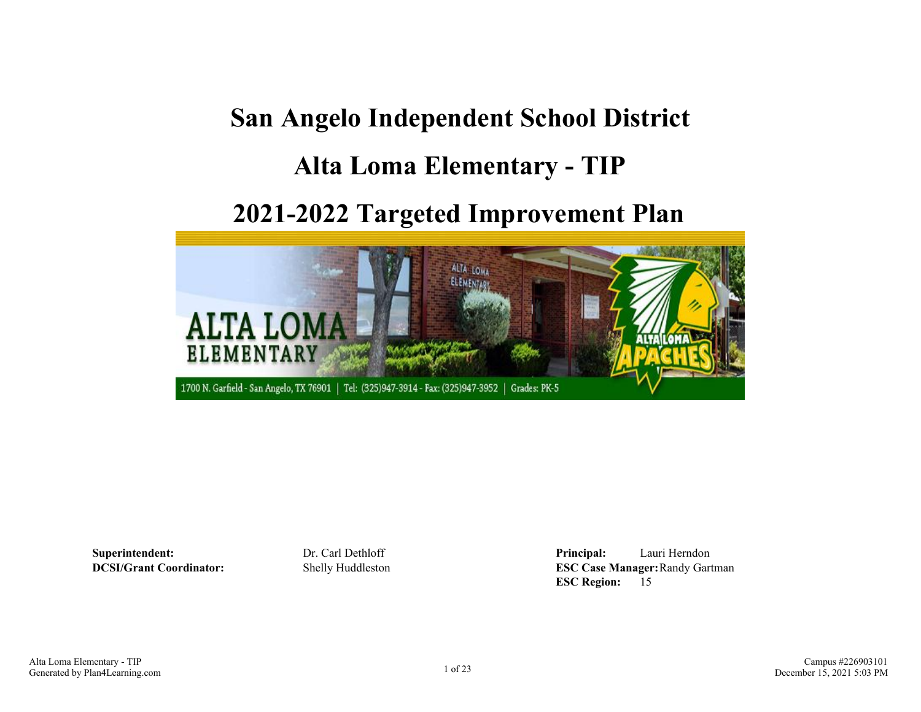# San Angelo Independent School District

# Alta Loma Elementary - TIP

# 2021-2022 Targeted Improvement Plan

**Superintendent:** Dr. Carl Dethloff
**DCSI/Grant Coordinator:** Shelly Huddleston

**Principal:** Lauri Herndon
**ESC Case Manager:** Randy Gartman
**ESC Region:** 15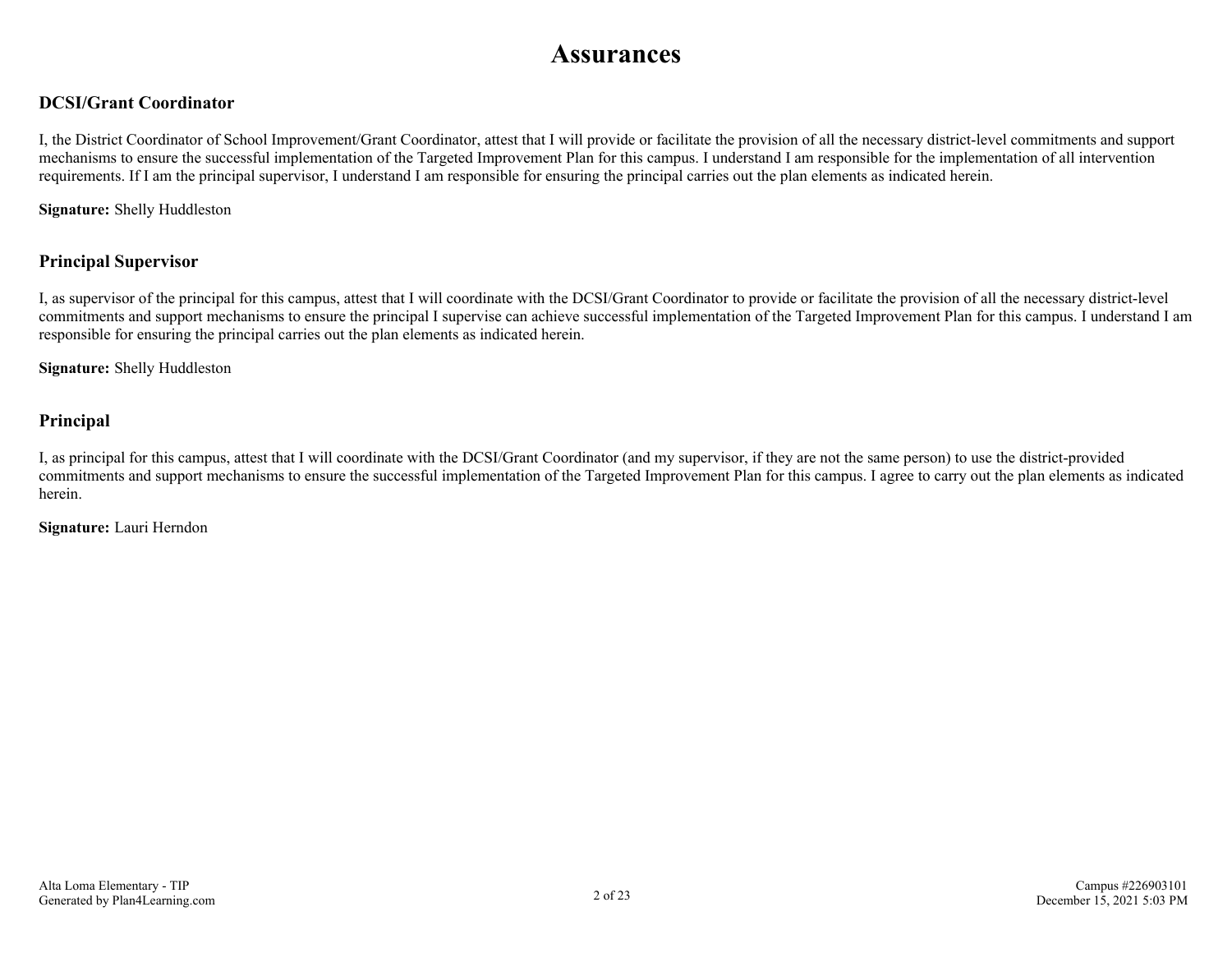# Assurances

## DCSI/Grant Coordinator

I, the District Coordinator of School Improvement/Grant Coordinator, attest that I will provide or facilitate the provision of all the necessary district-level commitments and support mechanisms to ensure the successful implementation of the Targeted Improvement Plan for this campus. I understand I am responsible for the implementation of all intervention requirements. If I am the principal supervisor, I understand I am responsible for ensuring the principal carries out the plan elements as indicated herein.

**Signature:** Shelly Huddleston

## Principal Supervisor

I, as supervisor of the principal for this campus, attest that I will coordinate with the DCSI/Grant Coordinator to provide or facilitate the provision of all the necessary district-level commitments and support mechanisms to ensure the principal I supervise can achieve successful implementation of the Targeted Improvement Plan for this campus. I understand I am responsible for ensuring the principal carries out the plan elements as indicated herein.

**Signature:** Shelly Huddleston

## Principal

I, as principal for this campus, attest that I will coordinate with the DCSI/Grant Coordinator (and my supervisor, if they are not the same person) to use the district-provided commitments and support mechanisms to ensure the successful implementation of the Targeted Improvement Plan for this campus. I agree to carry out the plan elements as indicated herein.

**Signature:** Lauri Herndon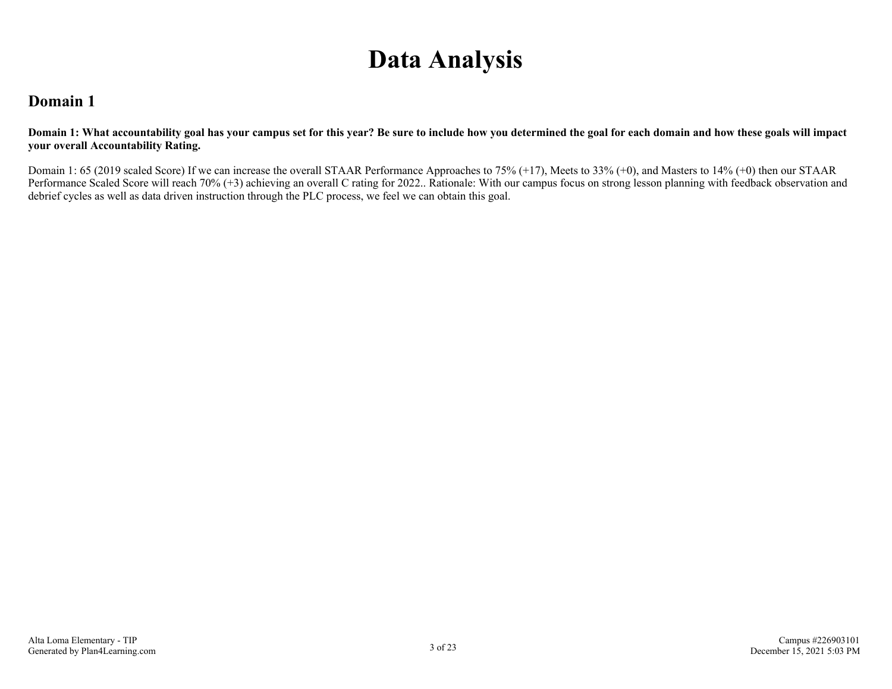# Data Analysis

## Domain 1

**Domain 1: What accountability goal has your campus set for this year? Be sure to include how you determined the goal for each domain and how these goals will impact your overall Accountability Rating.**

Domain 1: 65 (2019 scaled Score) If we can increase the overall STAAR Performance Approaches to 75% (+17), Meets to 33% (+0), and Masters to 14% (+0) then our STAAR Performance Scaled Score will reach 70% (+3) achieving an overall C rating for 2022.. Rationale: With our campus focus on strong lesson planning with feedback observation and debrief cycles as well as data driven instruction through the PLC process, we feel we can obtain this goal.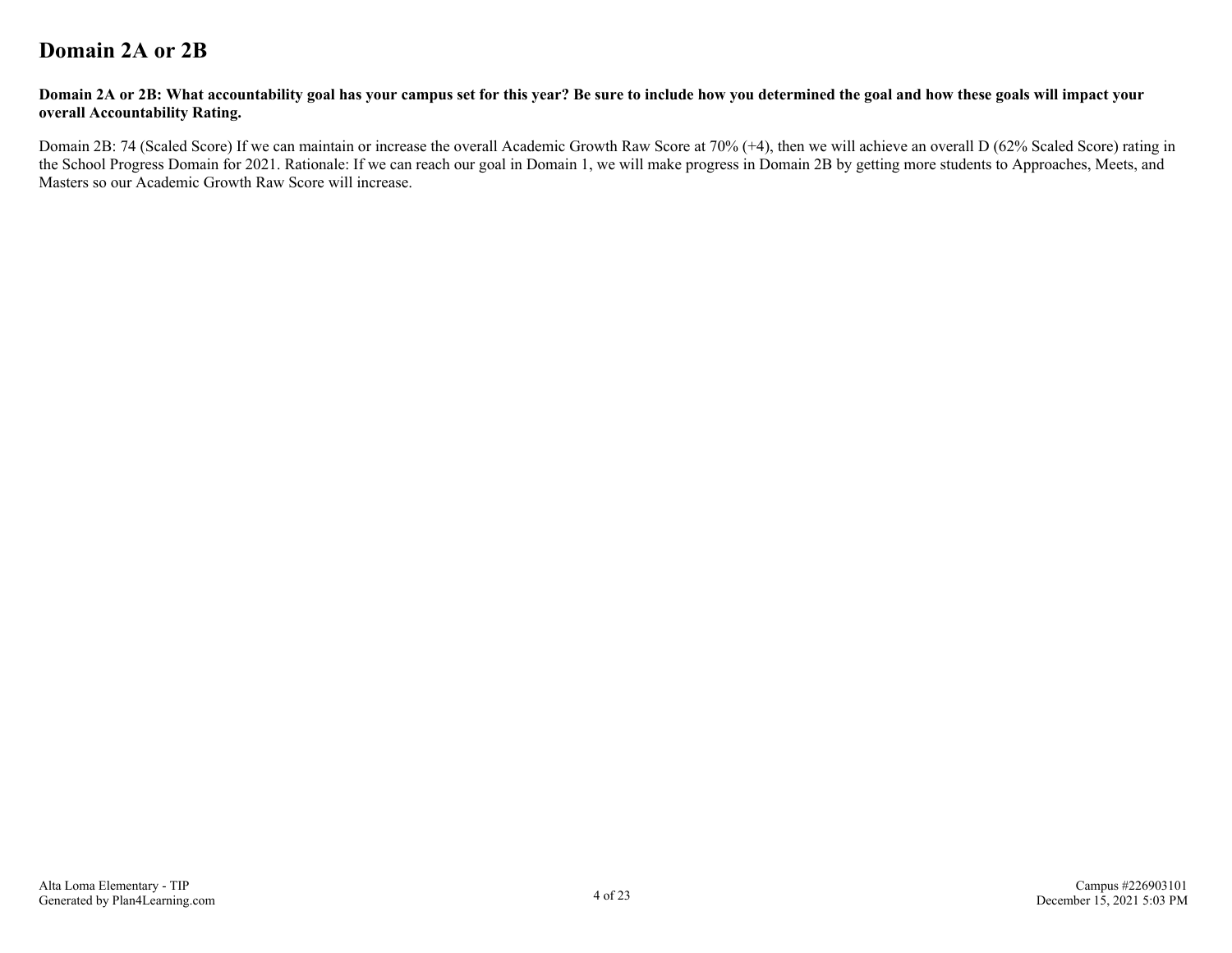# Domain 2A or 2B

**Domain 2A or 2B: What accountability goal has your campus set for this year? Be sure to include how you determined the goal and how these goals will impact your overall Accountability Rating.**

Domain 2B: 74 (Scaled Score) If we can maintain or increase the overall Academic Growth Raw Score at 70% (+4), then we will achieve an overall D (62% Scaled Score) rating in the School Progress Domain for 2021. Rationale: If we can reach our goal in Domain 1, we will make progress in Domain 2B by getting more students to Approaches, Meets, and Masters so our Academic Growth Raw Score will increase.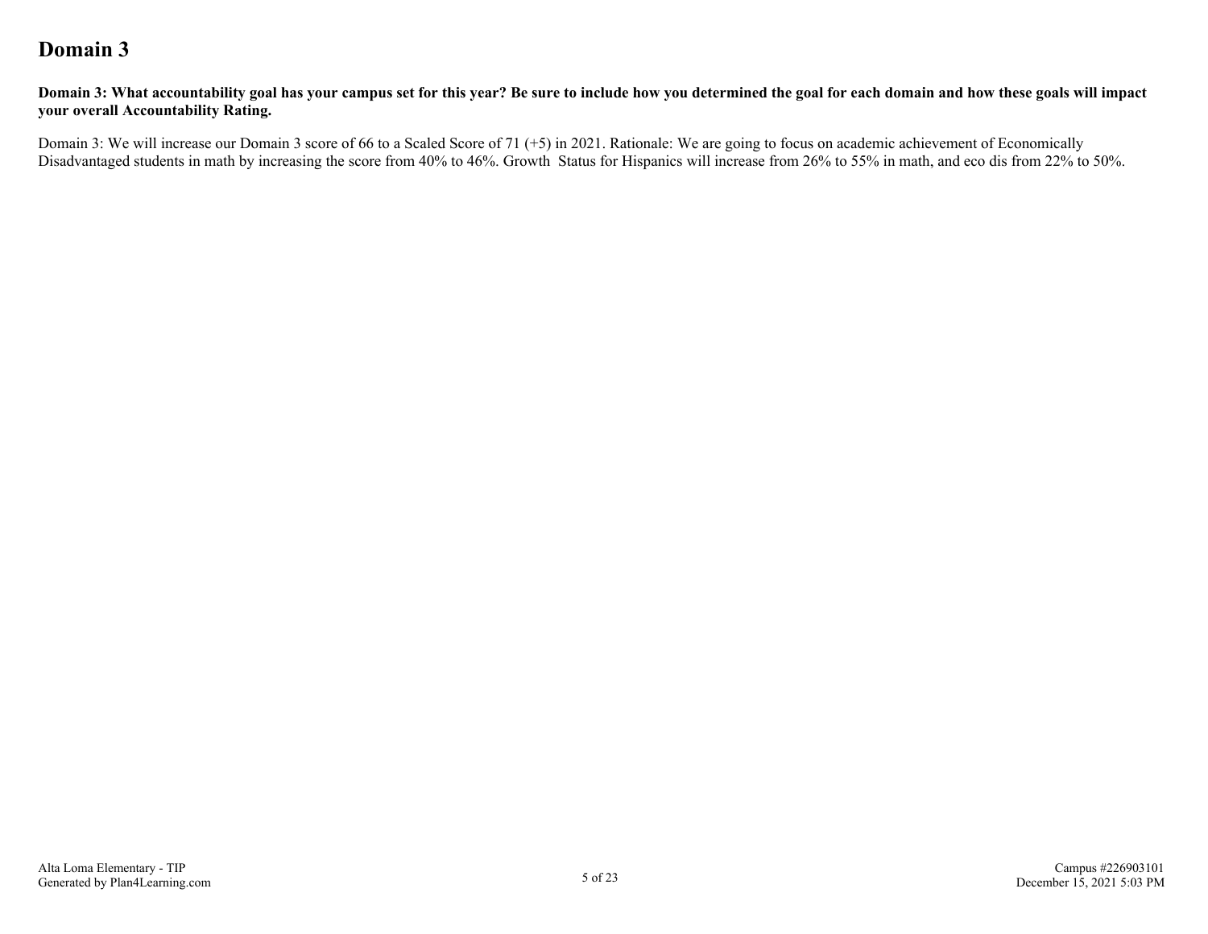# Domain 3

**Domain 3: What accountability goal has your campus set for this year? Be sure to include how you determined the goal for each domain and how these goals will impact your overall Accountability Rating.**

Domain 3: We will increase our Domain 3 score of 66 to a Scaled Score of 71 (+5) in 2021. Rationale: We are going to focus on academic achievement of Economically Disadvantaged students in math by increasing the score from 40% to 46%. Growth Status for Hispanics will increase from 26% to 55% in math, and eco dis from 22% to 50%.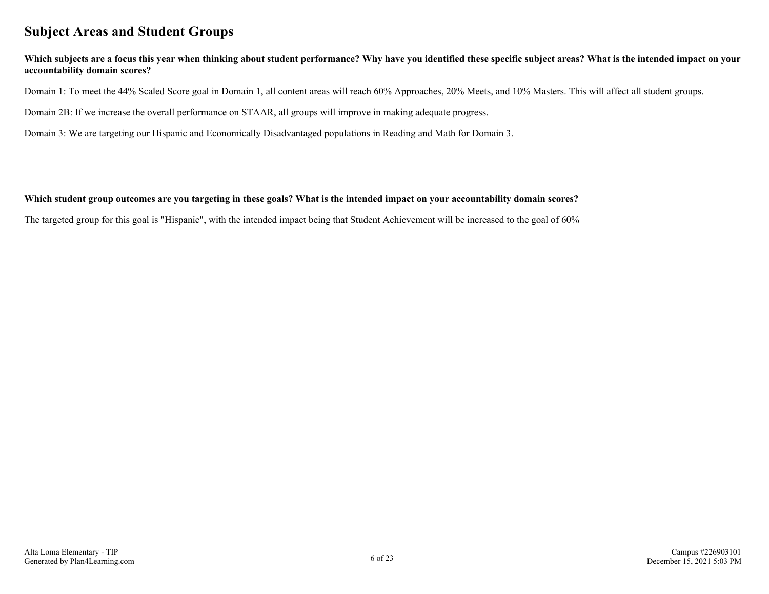# Subject Areas and Student Groups

**Which subjects are a focus this year when thinking about student performance? Why have you identified these specific subject areas? What is the intended impact on your accountability domain scores?**

Domain 1: To meet the 44% Scaled Score goal in Domain 1, all content areas will reach 60% Approaches, 20% Meets, and 10% Masters. This will affect all student groups.

Domain 2B: If we increase the overall performance on STAAR, all groups will improve in making adequate progress.

Domain 3: We are targeting our Hispanic and Economically Disadvantaged populations in Reading and Math for Domain 3.

**Which student group outcomes are you targeting in these goals? What is the intended impact on your accountability domain scores?**

The targeted group for this goal is "Hispanic", with the intended impact being that Student Achievement will be increased to the goal of 60%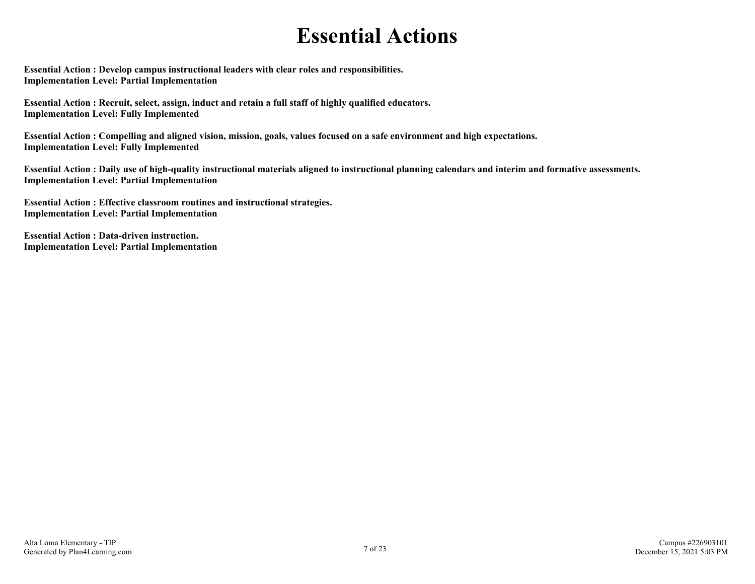# Essential Actions

**Essential Action : Develop campus instructional leaders with clear roles and responsibilities.**
**Implementation Level: Partial Implementation**

**Essential Action : Recruit, select, assign, induct and retain a full staff of highly qualified educators.**
**Implementation Level: Fully Implemented**

**Essential Action : Compelling and aligned vision, mission, goals, values focused on a safe environment and high expectations.**
**Implementation Level: Fully Implemented**

**Essential Action : Daily use of high-quality instructional materials aligned to instructional planning calendars and interim and formative assessments.**
**Implementation Level: Partial Implementation**

**Essential Action : Effective classroom routines and instructional strategies.**
**Implementation Level: Partial Implementation**

**Essential Action : Data-driven instruction.**
**Implementation Level: Partial Implementation**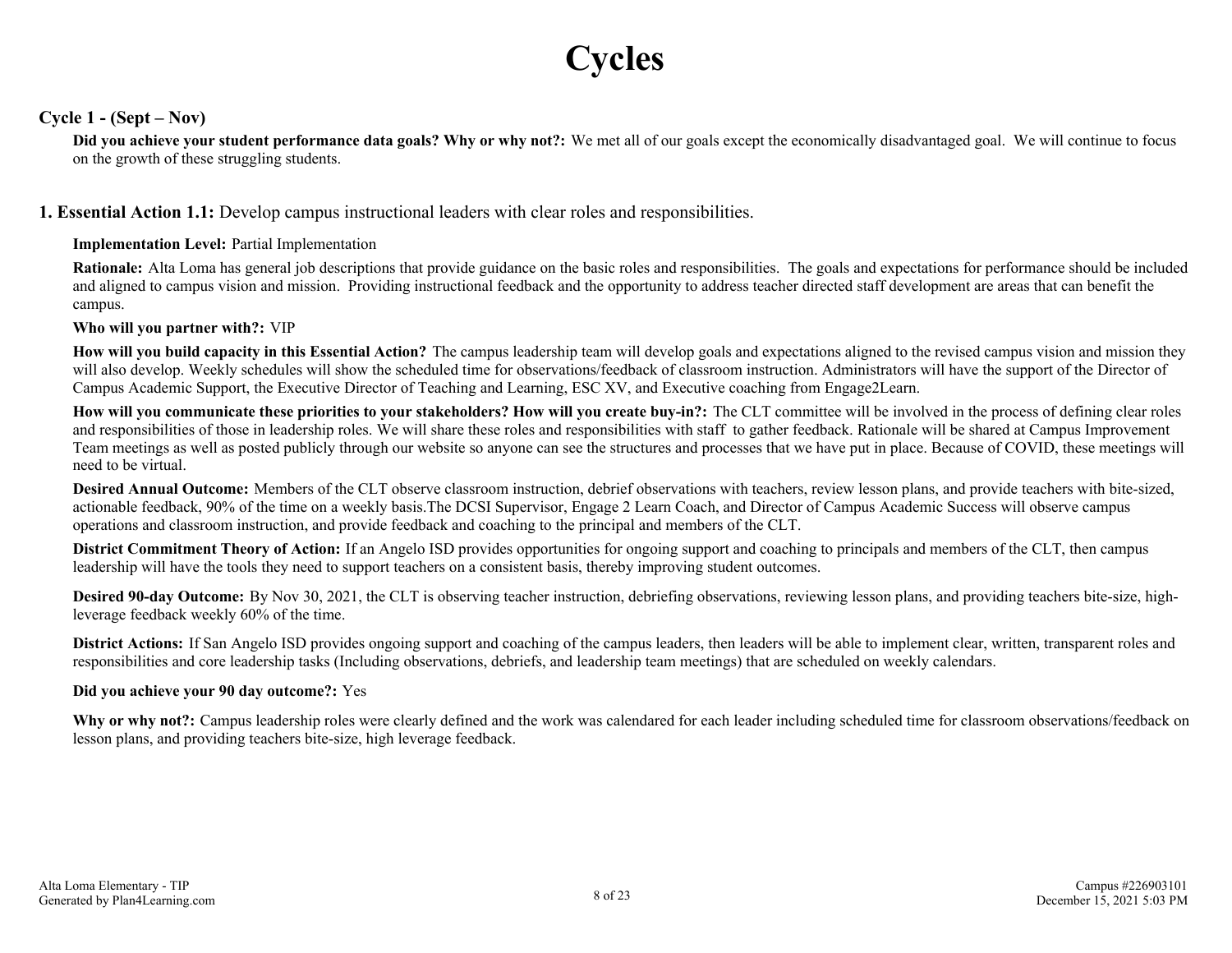# Cycles

## Cycle 1 - (Sept – Nov)

**Did you achieve your student performance data goals? Why or why not?:** We met all of our goals except the economically disadvantaged goal. We will continue to focus on the growth of these struggling students.

### 1. Essential Action 1.1: Develop campus instructional leaders with clear roles and responsibilities.

**Implementation Level:** Partial Implementation

**Rationale:** Alta Loma has general job descriptions that provide guidance on the basic roles and responsibilities. The goals and expectations for performance should be included and aligned to campus vision and mission. Providing instructional feedback and the opportunity to address teacher directed staff development are areas that can benefit the campus.

**Who will you partner with?:** VIP

**How will you build capacity in this Essential Action?** The campus leadership team will develop goals and expectations aligned to the revised campus vision and mission they will also develop. Weekly schedules will show the scheduled time for observations/feedback of classroom instruction. Administrators will have the support of the Director of Campus Academic Support, the Executive Director of Teaching and Learning, ESC XV, and Executive coaching from Engage2Learn.

**How will you communicate these priorities to your stakeholders? How will you create buy-in?:** The CLT committee will be involved in the process of defining clear roles and responsibilities of those in leadership roles. We will share these roles and responsibilities with staff to gather feedback. Rationale will be shared at Campus Improvement Team meetings as well as posted publicly through our website so anyone can see the structures and processes that we have put in place. Because of COVID, these meetings will need to be virtual.

**Desired Annual Outcome:** Members of the CLT observe classroom instruction, debrief observations with teachers, review lesson plans, and provide teachers with bite-sized, actionable feedback, 90% of the time on a weekly basis.The DCSI Supervisor, Engage 2 Learn Coach, and Director of Campus Academic Success will observe campus operations and classroom instruction, and provide feedback and coaching to the principal and members of the CLT.

**District Commitment Theory of Action:** If an Angelo ISD provides opportunities for ongoing support and coaching to principals and members of the CLT, then campus leadership will have the tools they need to support teachers on a consistent basis, thereby improving student outcomes.

**Desired 90-day Outcome:** By Nov 30, 2021, the CLT is observing teacher instruction, debriefing observations, reviewing lesson plans, and providing teachers bite-size, high-leverage feedback weekly 60% of the time.

**District Actions:** If San Angelo ISD provides ongoing support and coaching of the campus leaders, then leaders will be able to implement clear, written, transparent roles and responsibilities and core leadership tasks (Including observations, debriefs, and leadership team meetings) that are scheduled on weekly calendars.

**Did you achieve your 90 day outcome?:** Yes

**Why or why not?:** Campus leadership roles were clearly defined and the work was calendared for each leader including scheduled time for classroom observations/feedback on lesson plans, and providing teachers bite-size, high leverage feedback.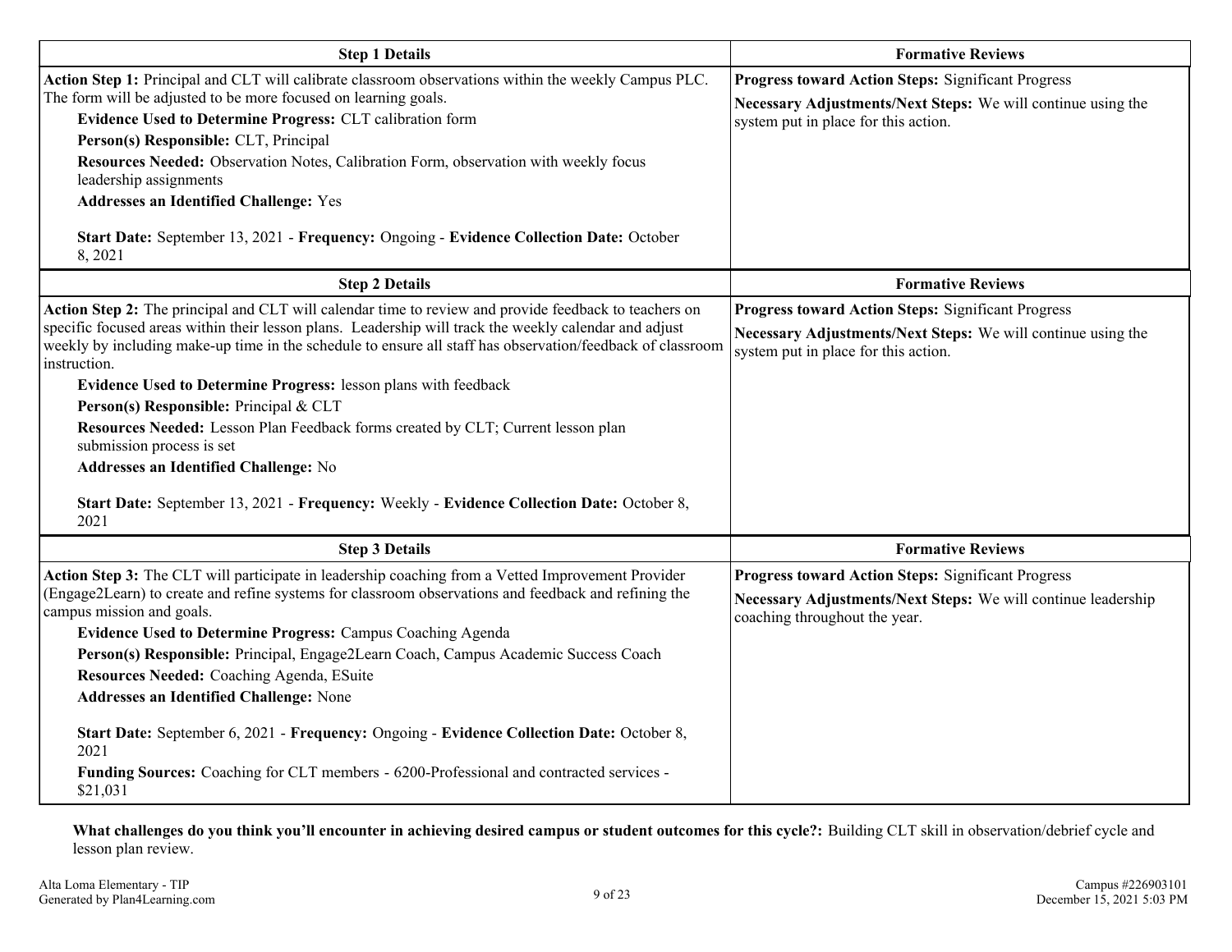| Step 1 Details | Formative Reviews |
|---|---|
| **Action Step 1:** Principal and CLT will calibrate classroom observations within the weekly Campus PLC. The form will be adjusted to be more focused on learning goals.<br>**Evidence Used to Determine Progress:** CLT calibration form<br>**Person(s) Responsible:** CLT, Principal<br>**Resources Needed:** Observation Notes, Calibration Form, observation with weekly focus leadership assignments<br>**Addresses an Identified Challenge:** Yes<br><br>**Start Date:** September 13, 2021 - **Frequency:** Ongoing - **Evidence Collection Date:** October 8, 2021 | **Progress toward Action Steps:** Significant Progress<br>**Necessary Adjustments/Next Steps:** We will continue using the system put in place for this action. |

| Step 2 Details | Formative Reviews |
|---|---|
| **Action Step 2:** The principal and CLT will calendar time to review and provide feedback to teachers on specific focused areas within their lesson plans. Leadership will track the weekly calendar and adjust weekly by including make-up time in the schedule to ensure all staff has observation/feedback of classroom instruction.<br>**Evidence Used to Determine Progress:** lesson plans with feedback<br>**Person(s) Responsible:** Principal & CLT<br>**Resources Needed:** Lesson Plan Feedback forms created by CLT; Current lesson plan submission process is set<br>**Addresses an Identified Challenge:** No<br><br>**Start Date:** September 13, 2021 - **Frequency:** Weekly - **Evidence Collection Date:** October 8, 2021 | **Progress toward Action Steps:** Significant Progress<br>**Necessary Adjustments/Next Steps:** We will continue using the system put in place for this action. |

| Step 3 Details | Formative Reviews |
|---|---|
| **Action Step 3:** The CLT will participate in leadership coaching from a Vetted Improvement Provider (Engage2Learn) to create and refine systems for classroom observations and feedback and refining the campus mission and goals.<br>**Evidence Used to Determine Progress:** Campus Coaching Agenda<br>**Person(s) Responsible:** Principal, Engage2Learn Coach, Campus Academic Success Coach<br>**Resources Needed:** Coaching Agenda, ESuite<br>**Addresses an Identified Challenge:** None<br><br>**Start Date:** September 6, 2021 - **Frequency:** Ongoing - **Evidence Collection Date:** October 8, 2021<br>**Funding Sources:** Coaching for CLT members - 6200-Professional and contracted services - $21,031 | **Progress toward Action Steps:** Significant Progress<br>**Necessary Adjustments/Next Steps:** We will continue leadership coaching throughout the year. |

**What challenges do you think you'll encounter in achieving desired campus or student outcomes for this cycle?:** Building CLT skill in observation/debrief cycle and lesson plan review.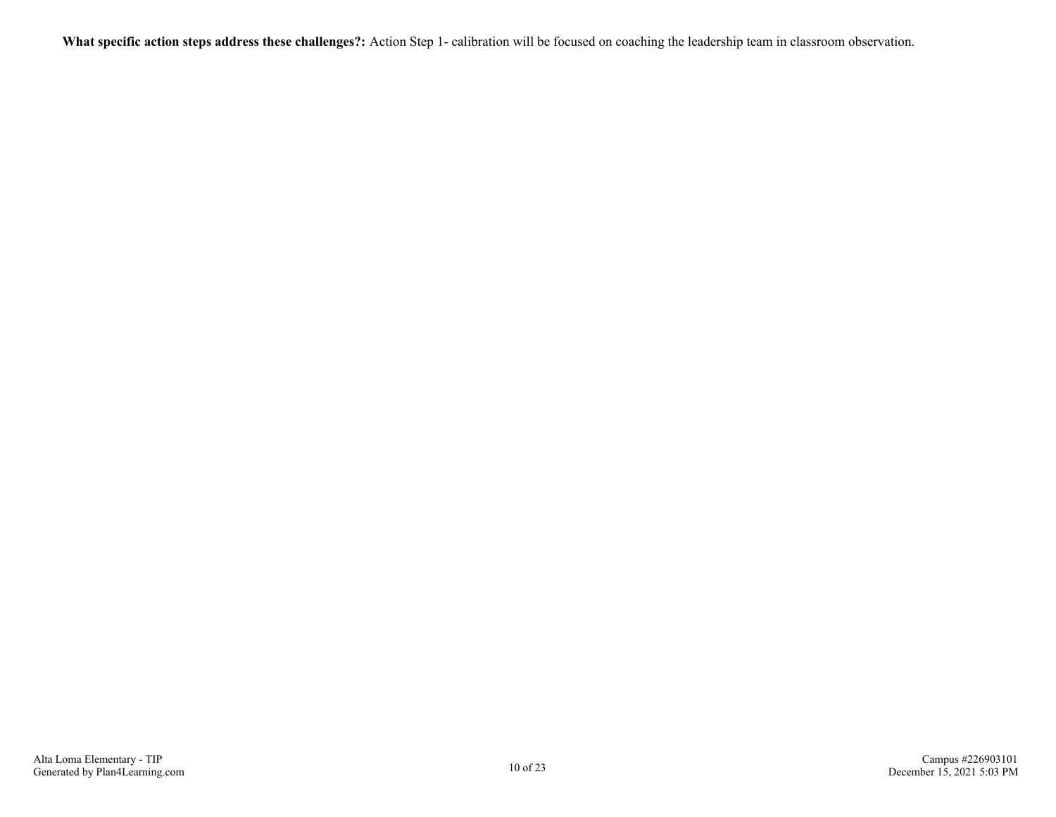**What specific action steps address these challenges?:** Action Step 1- calibration will be focused on coaching the leadership team in classroom observation.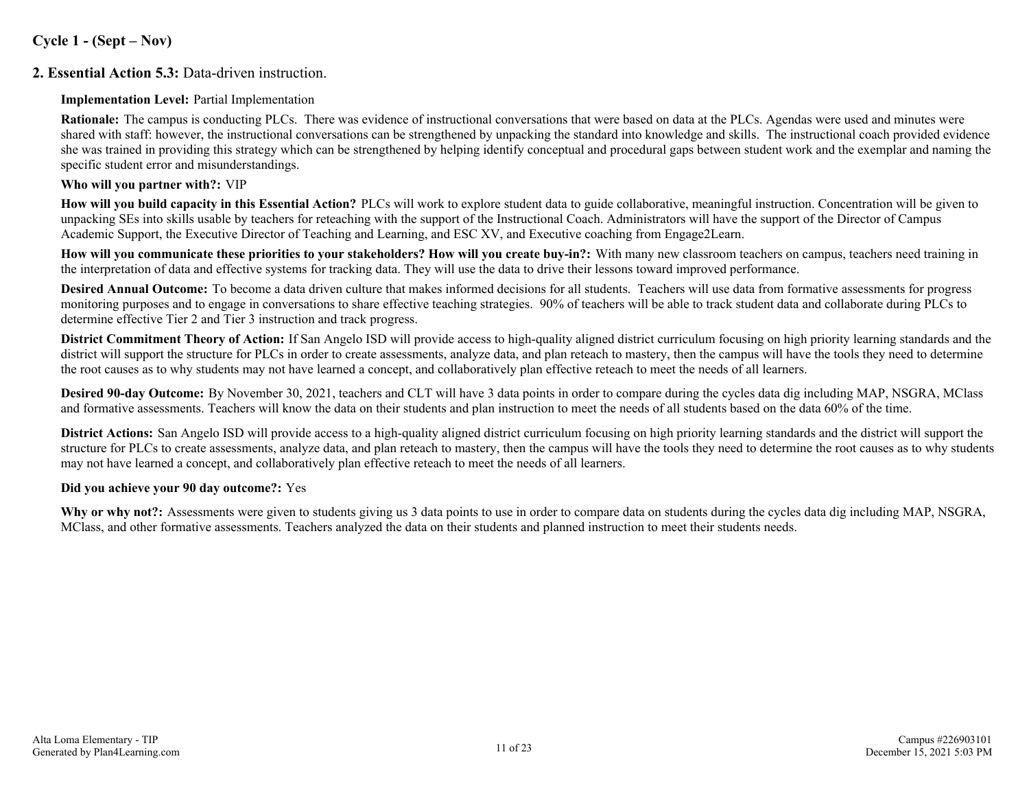## Cycle 1 - (Sept – Nov)

### 2. Essential Action 5.3: Data-driven instruction.

**Implementation Level:** Partial Implementation

**Rationale:** The campus is conducting PLCs. There was evidence of instructional conversations that were based on data at the PLCs. Agendas were used and minutes were shared with staff: however, the instructional conversations can be strengthened by unpacking the standard into knowledge and skills. The instructional coach provided evidence she was trained in providing this strategy which can be strengthened by helping identify conceptual and procedural gaps between student work and the exemplar and naming the specific student error and misunderstandings.

**Who will you partner with?:** VIP

**How will you build capacity in this Essential Action?** PLCs will work to explore student data to guide collaborative, meaningful instruction. Concentration will be given to unpacking SEs into skills usable by teachers for reteaching with the support of the Instructional Coach. Administrators will have the support of the Director of Campus Academic Support, the Executive Director of Teaching and Learning, and ESC XV, and Executive coaching from Engage2Learn.

**How will you communicate these priorities to your stakeholders? How will you create buy-in?:** With many new classroom teachers on campus, teachers need training in the interpretation of data and effective systems for tracking data. They will use the data to drive their lessons toward improved performance.

**Desired Annual Outcome:** To become a data driven culture that makes informed decisions for all students. Teachers will use data from formative assessments for progress monitoring purposes and to engage in conversations to share effective teaching strategies. 90% of teachers will be able to track student data and collaborate during PLCs to determine effective Tier 2 and Tier 3 instruction and track progress.

**District Commitment Theory of Action:** If San Angelo ISD will provide access to high-quality aligned district curriculum focusing on high priority learning standards and the district will support the structure for PLCs in order to create assessments, analyze data, and plan reteach to mastery, then the campus will have the tools they need to determine the root causes as to why students may not have learned a concept, and collaboratively plan effective reteach to meet the needs of all learners.

**Desired 90-day Outcome:** By November 30, 2021, teachers and CLT will have 3 data points in order to compare during the cycles data dig including MAP, NSGRA, MClass and formative assessments. Teachers will know the data on their students and plan instruction to meet the needs of all students based on the data 60% of the time.

**District Actions:** San Angelo ISD will provide access to a high-quality aligned district curriculum focusing on high priority learning standards and the district will support the structure for PLCs to create assessments, analyze data, and plan reteach to mastery, then the campus will have the tools they need to determine the root causes as to why students may not have learned a concept, and collaboratively plan effective reteach to meet the needs of all learners.

**Did you achieve your 90 day outcome?:** Yes

**Why or why not?:** Assessments were given to students giving us 3 data points to use in order to compare data on students during the cycles data dig including MAP, NSGRA, MClass, and other formative assessments. Teachers analyzed the data on their students and planned instruction to meet their students needs.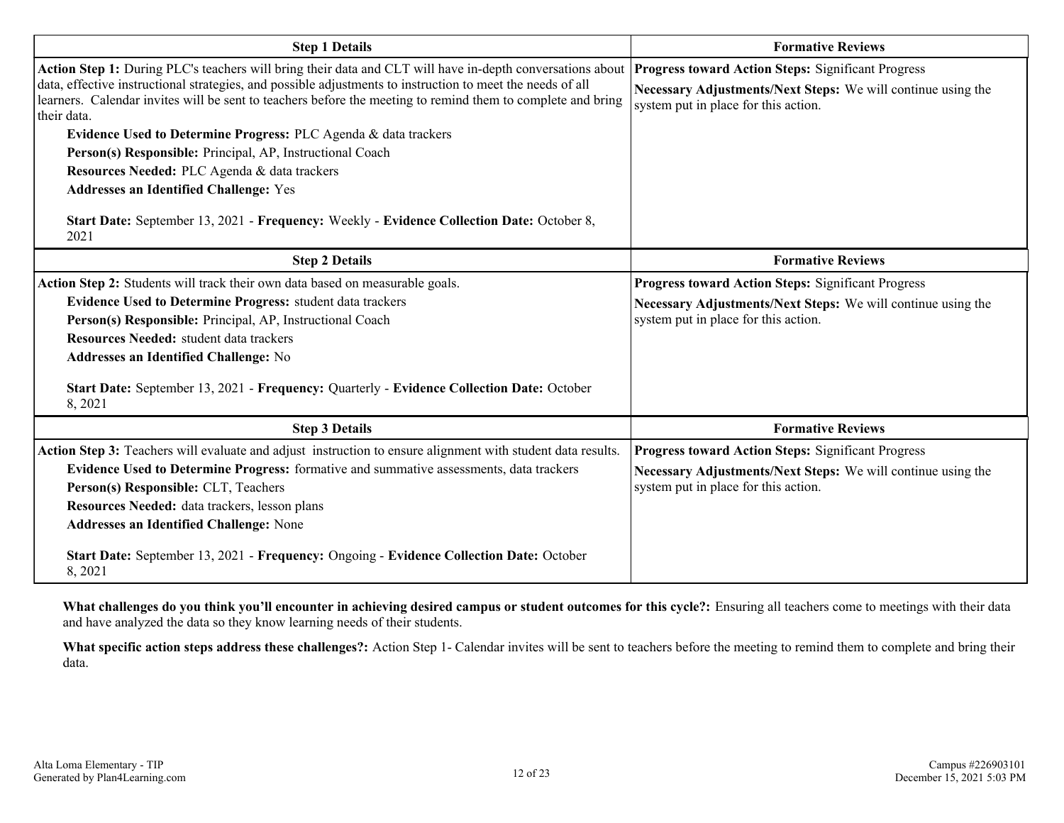| Step 1 Details | Formative Reviews |
|---|---|
| **Action Step 1:** During PLC's teachers will bring their data and CLT will have in-depth conversations about data, effective instructional strategies, and possible adjustments to instruction to meet the needs of all learners. Calendar invites will be sent to teachers before the meeting to remind them to complete and bring their data.<br>**Evidence Used to Determine Progress:** PLC Agenda & data trackers<br>**Person(s) Responsible:** Principal, AP, Instructional Coach<br>**Resources Needed:** PLC Agenda & data trackers<br>**Addresses an Identified Challenge:** Yes<br><br>**Start Date:** September 13, 2021 - **Frequency:** Weekly - **Evidence Collection Date:** October 8, 2021 | **Progress toward Action Steps:** Significant Progress<br>**Necessary Adjustments/Next Steps:** We will continue using the system put in place for this action. |

| Step 2 Details | Formative Reviews |
|---|---|
| **Action Step 2:** Students will track their own data based on measurable goals.<br>**Evidence Used to Determine Progress:** student data trackers<br>**Person(s) Responsible:** Principal, AP, Instructional Coach<br>**Resources Needed:** student data trackers<br>**Addresses an Identified Challenge:** No<br><br>**Start Date:** September 13, 2021 - **Frequency:** Quarterly - **Evidence Collection Date:** October 8, 2021 | **Progress toward Action Steps:** Significant Progress<br>**Necessary Adjustments/Next Steps:** We will continue using the system put in place for this action. |

| Step 3 Details | Formative Reviews |
|---|---|
| **Action Step 3:** Teachers will evaluate and adjust instruction to ensure alignment with student data results.<br>**Evidence Used to Determine Progress:** formative and summative assessments, data trackers<br>**Person(s) Responsible:** CLT, Teachers<br>**Resources Needed:** data trackers, lesson plans<br>**Addresses an Identified Challenge:** None<br><br>**Start Date:** September 13, 2021 - **Frequency:** Ongoing - **Evidence Collection Date:** October 8, 2021 | **Progress toward Action Steps:** Significant Progress<br>**Necessary Adjustments/Next Steps:** We will continue using the system put in place for this action. |

**What challenges do you think you'll encounter in achieving desired campus or student outcomes for this cycle?:** Ensuring all teachers come to meetings with their data and have analyzed the data so they know learning needs of their students.

**What specific action steps address these challenges?:** Action Step 1- Calendar invites will be sent to teachers before the meeting to remind them to complete and bring their data.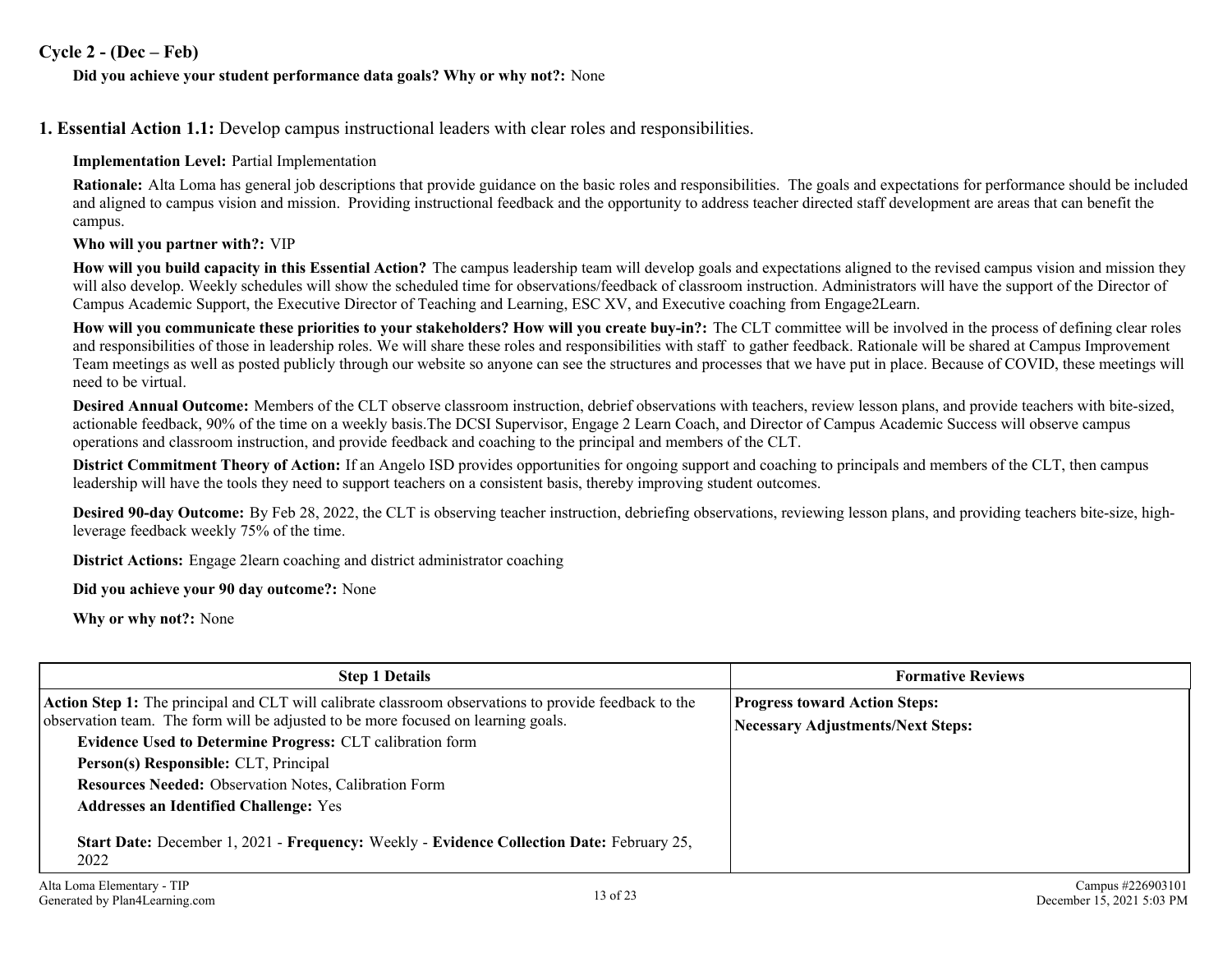## Cycle 2 - (Dec – Feb)

**Did you achieve your student performance data goals? Why or why not?:** None

### 1. Essential Action 1.1: Develop campus instructional leaders with clear roles and responsibilities.

**Implementation Level:** Partial Implementation

**Rationale:** Alta Loma has general job descriptions that provide guidance on the basic roles and responsibilities. The goals and expectations for performance should be included and aligned to campus vision and mission. Providing instructional feedback and the opportunity to address teacher directed staff development are areas that can benefit the campus.

**Who will you partner with?:** VIP

**How will you build capacity in this Essential Action?** The campus leadership team will develop goals and expectations aligned to the revised campus vision and mission they will also develop. Weekly schedules will show the scheduled time for observations/feedback of classroom instruction. Administrators will have the support of the Director of Campus Academic Support, the Executive Director of Teaching and Learning, ESC XV, and Executive coaching from Engage2Learn.

**How will you communicate these priorities to your stakeholders? How will you create buy-in?:** The CLT committee will be involved in the process of defining clear roles and responsibilities of those in leadership roles. We will share these roles and responsibilities with staff to gather feedback. Rationale will be shared at Campus Improvement Team meetings as well as posted publicly through our website so anyone can see the structures and processes that we have put in place. Because of COVID, these meetings will need to be virtual.

**Desired Annual Outcome:** Members of the CLT observe classroom instruction, debrief observations with teachers, review lesson plans, and provide teachers with bite-sized, actionable feedback, 90% of the time on a weekly basis.The DCSI Supervisor, Engage 2 Learn Coach, and Director of Campus Academic Success will observe campus operations and classroom instruction, and provide feedback and coaching to the principal and members of the CLT.

**District Commitment Theory of Action:** If an Angelo ISD provides opportunities for ongoing support and coaching to principals and members of the CLT, then campus leadership will have the tools they need to support teachers on a consistent basis, thereby improving student outcomes.

**Desired 90-day Outcome:** By Feb 28, 2022, the CLT is observing teacher instruction, debriefing observations, reviewing lesson plans, and providing teachers bite-size, high-leverage feedback weekly 75% of the time.

**District Actions:** Engage 2learn coaching and district administrator coaching

**Did you achieve your 90 day outcome?:** None

**Why or why not?:** None

| Step 1 Details | Formative Reviews |
|---|---|
| **Action Step 1:** The principal and CLT will calibrate classroom observations to provide feedback to the observation team. The form will be adjusted to be more focused on learning goals.<br>**Evidence Used to Determine Progress:** CLT calibration form<br>**Person(s) Responsible:** CLT, Principal<br>**Resources Needed:** Observation Notes, Calibration Form<br>**Addresses an Identified Challenge:** Yes<br>**Start Date:** December 1, 2021 - **Frequency:** Weekly - **Evidence Collection Date:** February 25, 2022 | **Progress toward Action Steps:**<br>**Necessary Adjustments/Next Steps:** |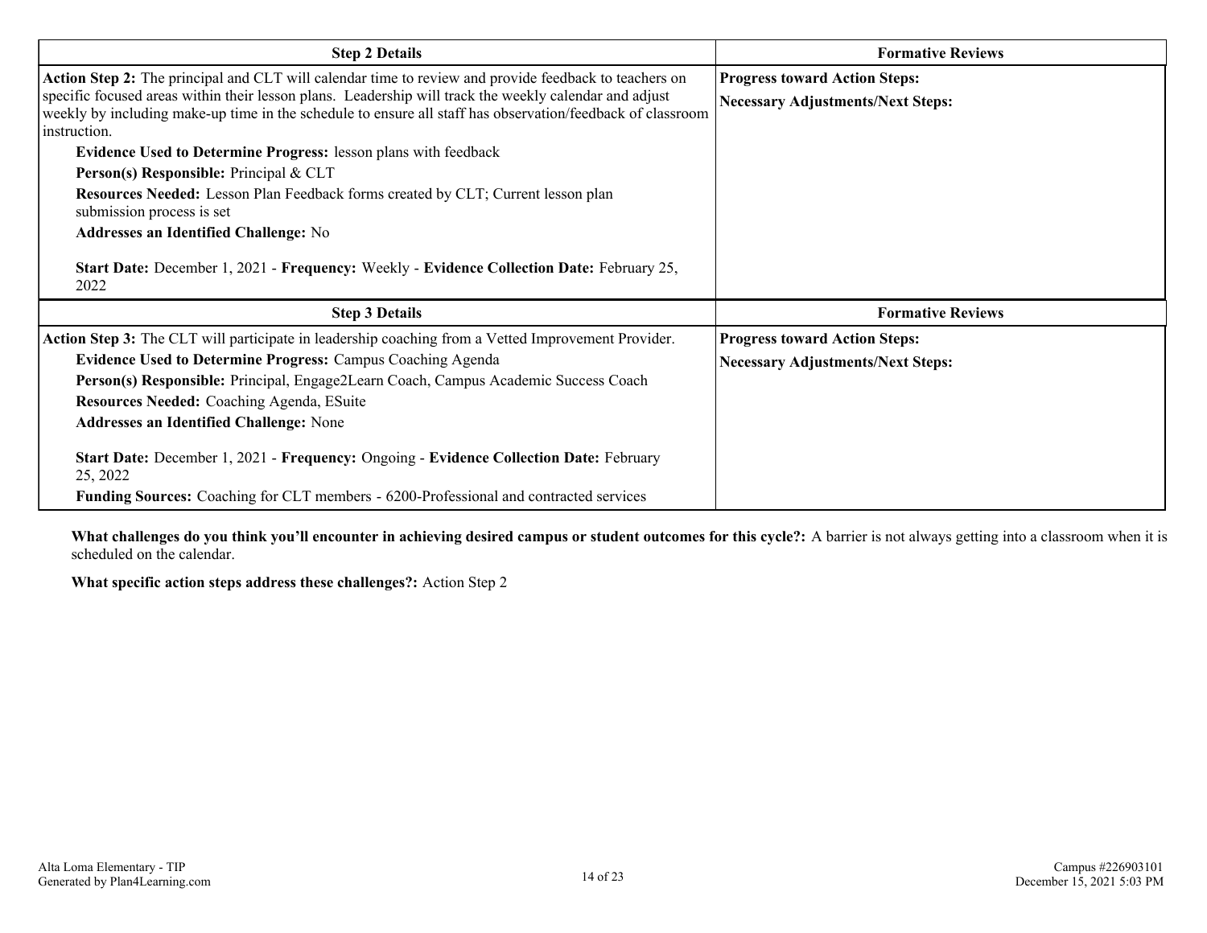| Step 2 Details | Formative Reviews |
|---|---|
| **Action Step 2:** The principal and CLT will calendar time to review and provide feedback to teachers on specific focused areas within their lesson plans. Leadership will track the weekly calendar and adjust weekly by including make-up time in the schedule to ensure all staff has observation/feedback of classroom instruction.<br>**Evidence Used to Determine Progress:** lesson plans with feedback<br>**Person(s) Responsible:** Principal & CLT<br>**Resources Needed:** Lesson Plan Feedback forms created by CLT; Current lesson plan submission process is set<br>**Addresses an Identified Challenge:** No<br><br>**Start Date:** December 1, 2021 - **Frequency:** Weekly - **Evidence Collection Date:** February 25, 2022 | **Progress toward Action Steps:**<br>**Necessary Adjustments/Next Steps:** |

| Step 3 Details | Formative Reviews |
|---|---|
| **Action Step 3:** The CLT will participate in leadership coaching from a Vetted Improvement Provider.<br>**Evidence Used to Determine Progress:** Campus Coaching Agenda<br>**Person(s) Responsible:** Principal, Engage2Learn Coach, Campus Academic Success Coach<br>**Resources Needed:** Coaching Agenda, ESuite<br>**Addresses an Identified Challenge:** None<br><br>**Start Date:** December 1, 2021 - **Frequency:** Ongoing - **Evidence Collection Date:** February 25, 2022<br>**Funding Sources:** Coaching for CLT members - 6200-Professional and contracted services | **Progress toward Action Steps:**<br>**Necessary Adjustments/Next Steps:** |

**What challenges do you think you'll encounter in achieving desired campus or student outcomes for this cycle?:** A barrier is not always getting into a classroom when it is scheduled on the calendar.

**What specific action steps address these challenges?:** Action Step 2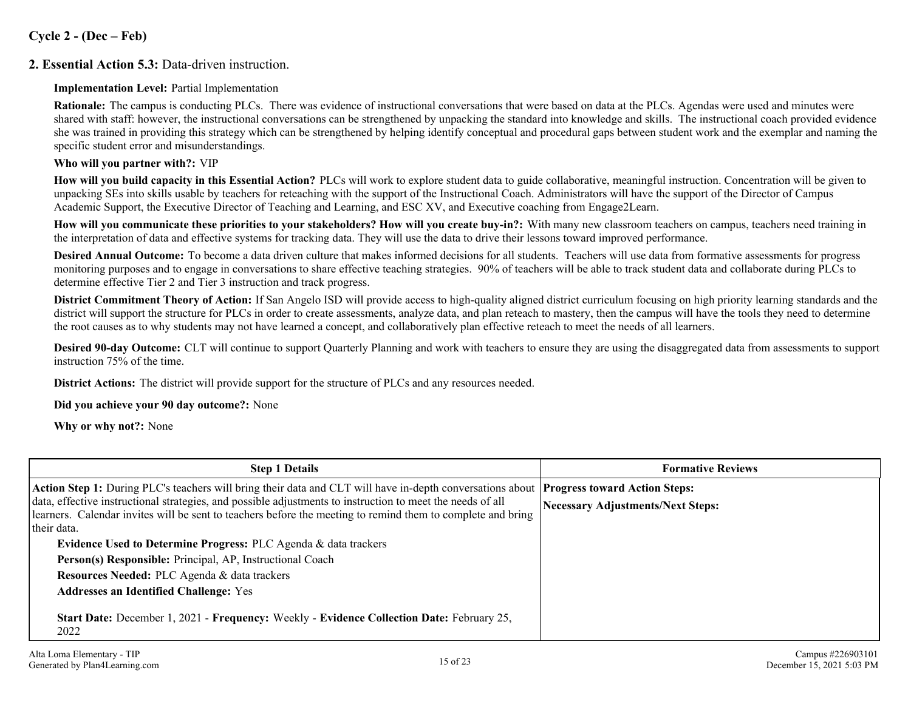## Cycle 2 - (Dec – Feb)

### 2. Essential Action 5.3: Data-driven instruction.

**Implementation Level:** Partial Implementation

**Rationale:** The campus is conducting PLCs. There was evidence of instructional conversations that were based on data at the PLCs. Agendas were used and minutes were shared with staff: however, the instructional conversations can be strengthened by unpacking the standard into knowledge and skills. The instructional coach provided evidence she was trained in providing this strategy which can be strengthened by helping identify conceptual and procedural gaps between student work and the exemplar and naming the specific student error and misunderstandings.

**Who will you partner with?:** VIP

**How will you build capacity in this Essential Action?** PLCs will work to explore student data to guide collaborative, meaningful instruction. Concentration will be given to unpacking SEs into skills usable by teachers for reteaching with the support of the Instructional Coach. Administrators will have the support of the Director of Campus Academic Support, the Executive Director of Teaching and Learning, and ESC XV, and Executive coaching from Engage2Learn.

**How will you communicate these priorities to your stakeholders? How will you create buy-in?:** With many new classroom teachers on campus, teachers need training in the interpretation of data and effective systems for tracking data. They will use the data to drive their lessons toward improved performance.

**Desired Annual Outcome:** To become a data driven culture that makes informed decisions for all students. Teachers will use data from formative assessments for progress monitoring purposes and to engage in conversations to share effective teaching strategies. 90% of teachers will be able to track student data and collaborate during PLCs to determine effective Tier 2 and Tier 3 instruction and track progress.

**District Commitment Theory of Action:** If San Angelo ISD will provide access to high-quality aligned district curriculum focusing on high priority learning standards and the district will support the structure for PLCs in order to create assessments, analyze data, and plan reteach to mastery, then the campus will have the tools they need to determine the root causes as to why students may not have learned a concept, and collaboratively plan effective reteach to meet the needs of all learners.

**Desired 90-day Outcome:** CLT will continue to support Quarterly Planning and work with teachers to ensure they are using the disaggregated data from assessments to support instruction 75% of the time.

**District Actions:** The district will provide support for the structure of PLCs and any resources needed.

**Did you achieve your 90 day outcome?:** None

**Why or why not?:** None

| Step 1 Details | Formative Reviews |
|---|---|
| **Action Step 1:** During PLC's teachers will bring their data and CLT will have in-depth conversations about data, effective instructional strategies, and possible adjustments to instruction to meet the needs of all learners. Calendar invites will be sent to teachers before the meeting to remind them to complete and bring their data.<br>**Evidence Used to Determine Progress:** PLC Agenda & data trackers<br>**Person(s) Responsible:** Principal, AP, Instructional Coach<br>**Resources Needed:** PLC Agenda & data trackers<br>**Addresses an Identified Challenge:** Yes<br>**Start Date:** December 1, 2021 - **Frequency:** Weekly - **Evidence Collection Date:** February 25, 2022 | **Progress toward Action Steps:**<br>**Necessary Adjustments/Next Steps:** |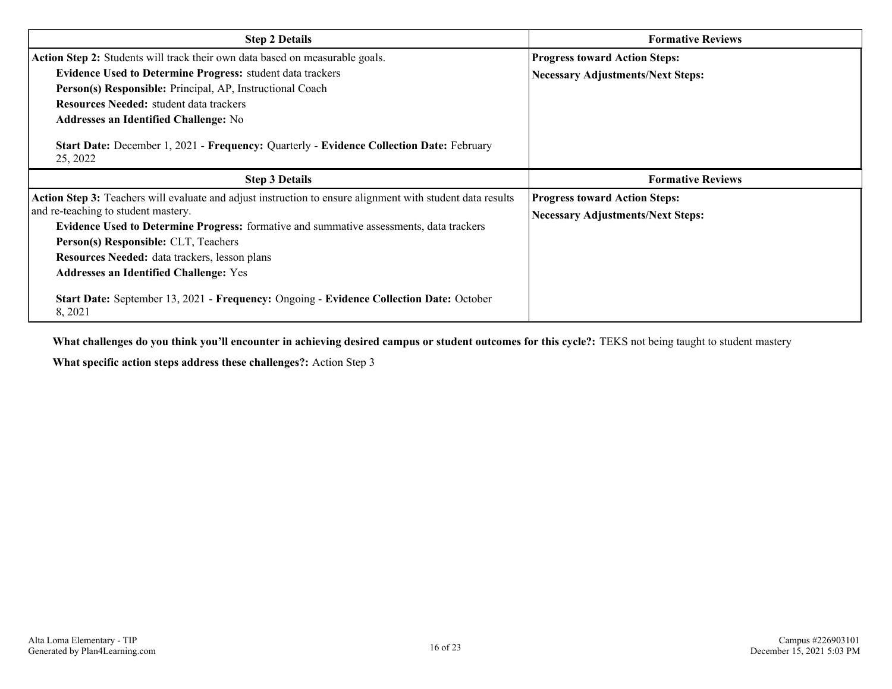| Step 2 Details | Formative Reviews |
|---|---|
| **Action Step 2:** Students will track their own data based on measurable goals.<br>**Evidence Used to Determine Progress:** student data trackers<br>**Person(s) Responsible:** Principal, AP, Instructional Coach<br>**Resources Needed:** student data trackers<br>**Addresses an Identified Challenge:** No<br><br>**Start Date:** December 1, 2021 - **Frequency:** Quarterly - **Evidence Collection Date:** February 25, 2022 | **Progress toward Action Steps:**<br>**Necessary Adjustments/Next Steps:** |

| Step 3 Details | Formative Reviews |
|---|---|
| **Action Step 3:** Teachers will evaluate and adjust instruction to ensure alignment with student data results and re-teaching to student mastery.<br>**Evidence Used to Determine Progress:** formative and summative assessments, data trackers<br>**Person(s) Responsible:** CLT, Teachers<br>**Resources Needed:** data trackers, lesson plans<br>**Addresses an Identified Challenge:** Yes<br><br>**Start Date:** September 13, 2021 - **Frequency:** Ongoing - **Evidence Collection Date:** October 8, 2021 | **Progress toward Action Steps:**<br>**Necessary Adjustments/Next Steps:** |

**What challenges do you think you'll encounter in achieving desired campus or student outcomes for this cycle?:** TEKS not being taught to student mastery

**What specific action steps address these challenges?:** Action Step 3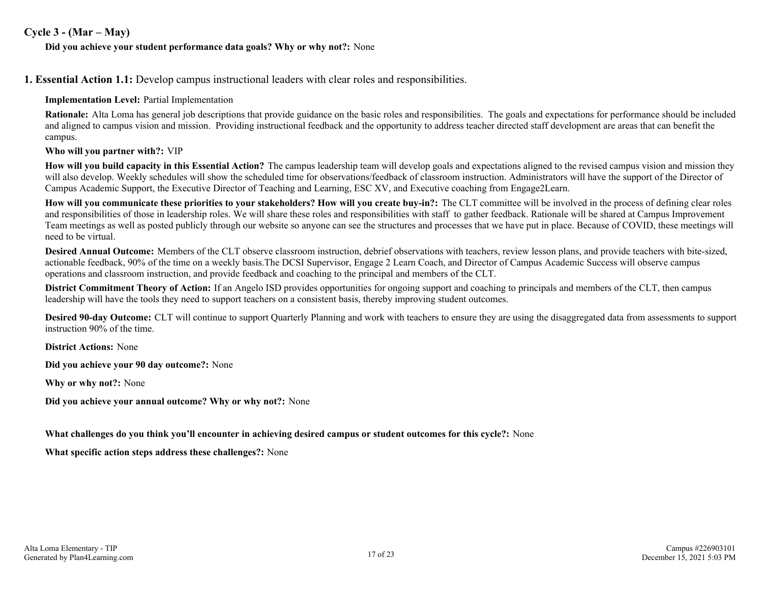## Cycle 3 - (Mar – May)

**Did you achieve your student performance data goals? Why or why not?:** None

## 1. Essential Action 1.1: Develop campus instructional leaders with clear roles and responsibilities.

**Implementation Level:** Partial Implementation

**Rationale:** Alta Loma has general job descriptions that provide guidance on the basic roles and responsibilities. The goals and expectations for performance should be included and aligned to campus vision and mission. Providing instructional feedback and the opportunity to address teacher directed staff development are areas that can benefit the campus.

**Who will you partner with?:** VIP

**How will you build capacity in this Essential Action?** The campus leadership team will develop goals and expectations aligned to the revised campus vision and mission they will also develop. Weekly schedules will show the scheduled time for observations/feedback of classroom instruction. Administrators will have the support of the Director of Campus Academic Support, the Executive Director of Teaching and Learning, ESC XV, and Executive coaching from Engage2Learn.

**How will you communicate these priorities to your stakeholders? How will you create buy-in?:** The CLT committee will be involved in the process of defining clear roles and responsibilities of those in leadership roles. We will share these roles and responsibilities with staff to gather feedback. Rationale will be shared at Campus Improvement Team meetings as well as posted publicly through our website so anyone can see the structures and processes that we have put in place. Because of COVID, these meetings will need to be virtual.

**Desired Annual Outcome:** Members of the CLT observe classroom instruction, debrief observations with teachers, review lesson plans, and provide teachers with bite-sized, actionable feedback, 90% of the time on a weekly basis.The DCSI Supervisor, Engage 2 Learn Coach, and Director of Campus Academic Success will observe campus operations and classroom instruction, and provide feedback and coaching to the principal and members of the CLT.

**District Commitment Theory of Action:** If an Angelo ISD provides opportunities for ongoing support and coaching to principals and members of the CLT, then campus leadership will have the tools they need to support teachers on a consistent basis, thereby improving student outcomes.

**Desired 90-day Outcome:** CLT will continue to support Quarterly Planning and work with teachers to ensure they are using the disaggregated data from assessments to support instruction 90% of the time.

**District Actions:** None

**Did you achieve your 90 day outcome?:** None

**Why or why not?:** None

**Did you achieve your annual outcome? Why or why not?:** None

**What challenges do you think you'll encounter in achieving desired campus or student outcomes for this cycle?:** None

**What specific action steps address these challenges?:** None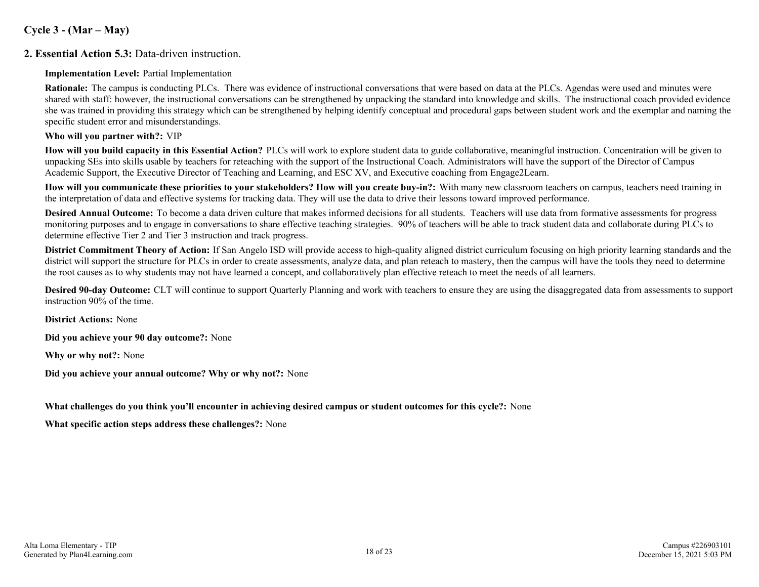## Cycle 3 - (Mar – May)

### 2. Essential Action 5.3: Data-driven instruction.

**Implementation Level:** Partial Implementation

**Rationale:** The campus is conducting PLCs. There was evidence of instructional conversations that were based on data at the PLCs. Agendas were used and minutes were shared with staff: however, the instructional conversations can be strengthened by unpacking the standard into knowledge and skills. The instructional coach provided evidence she was trained in providing this strategy which can be strengthened by helping identify conceptual and procedural gaps between student work and the exemplar and naming the specific student error and misunderstandings.

**Who will you partner with?:** VIP

**How will you build capacity in this Essential Action?** PLCs will work to explore student data to guide collaborative, meaningful instruction. Concentration will be given to unpacking SEs into skills usable by teachers for reteaching with the support of the Instructional Coach. Administrators will have the support of the Director of Campus Academic Support, the Executive Director of Teaching and Learning, and ESC XV, and Executive coaching from Engage2Learn.

**How will you communicate these priorities to your stakeholders? How will you create buy-in?:** With many new classroom teachers on campus, teachers need training in the interpretation of data and effective systems for tracking data. They will use the data to drive their lessons toward improved performance.

**Desired Annual Outcome:** To become a data driven culture that makes informed decisions for all students. Teachers will use data from formative assessments for progress monitoring purposes and to engage in conversations to share effective teaching strategies. 90% of teachers will be able to track student data and collaborate during PLCs to determine effective Tier 2 and Tier 3 instruction and track progress.

**District Commitment Theory of Action:** If San Angelo ISD will provide access to high-quality aligned district curriculum focusing on high priority learning standards and the district will support the structure for PLCs in order to create assessments, analyze data, and plan reteach to mastery, then the campus will have the tools they need to determine the root causes as to why students may not have learned a concept, and collaboratively plan effective reteach to meet the needs of all learners.

**Desired 90-day Outcome:** CLT will continue to support Quarterly Planning and work with teachers to ensure they are using the disaggregated data from assessments to support instruction 90% of the time.

**District Actions:** None

**Did you achieve your 90 day outcome?:** None

**Why or why not?:** None

**Did you achieve your annual outcome? Why or why not?:** None

**What challenges do you think you'll encounter in achieving desired campus or student outcomes for this cycle?:** None

**What specific action steps address these challenges?:** None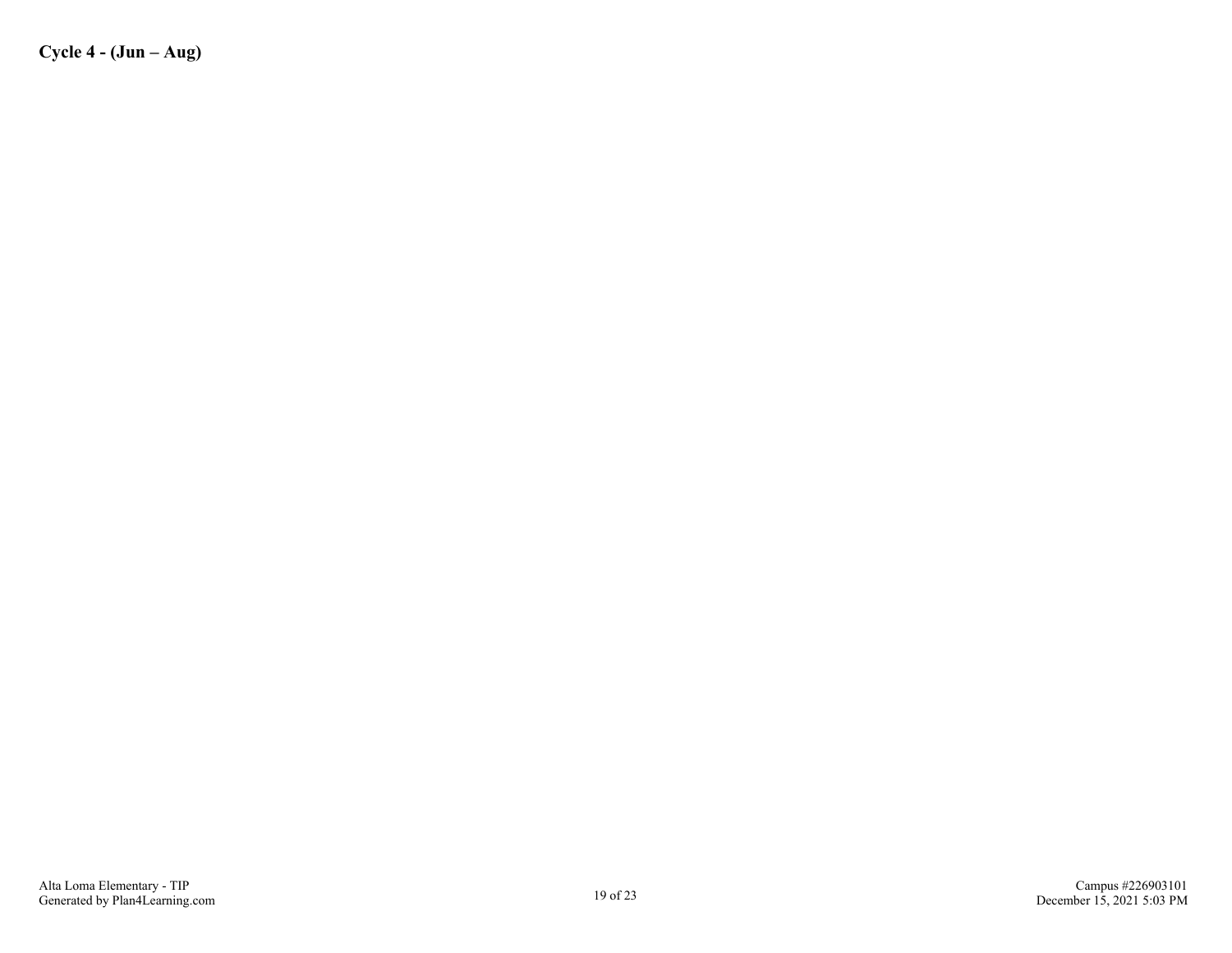**Cycle 4 - (Jun – Aug)**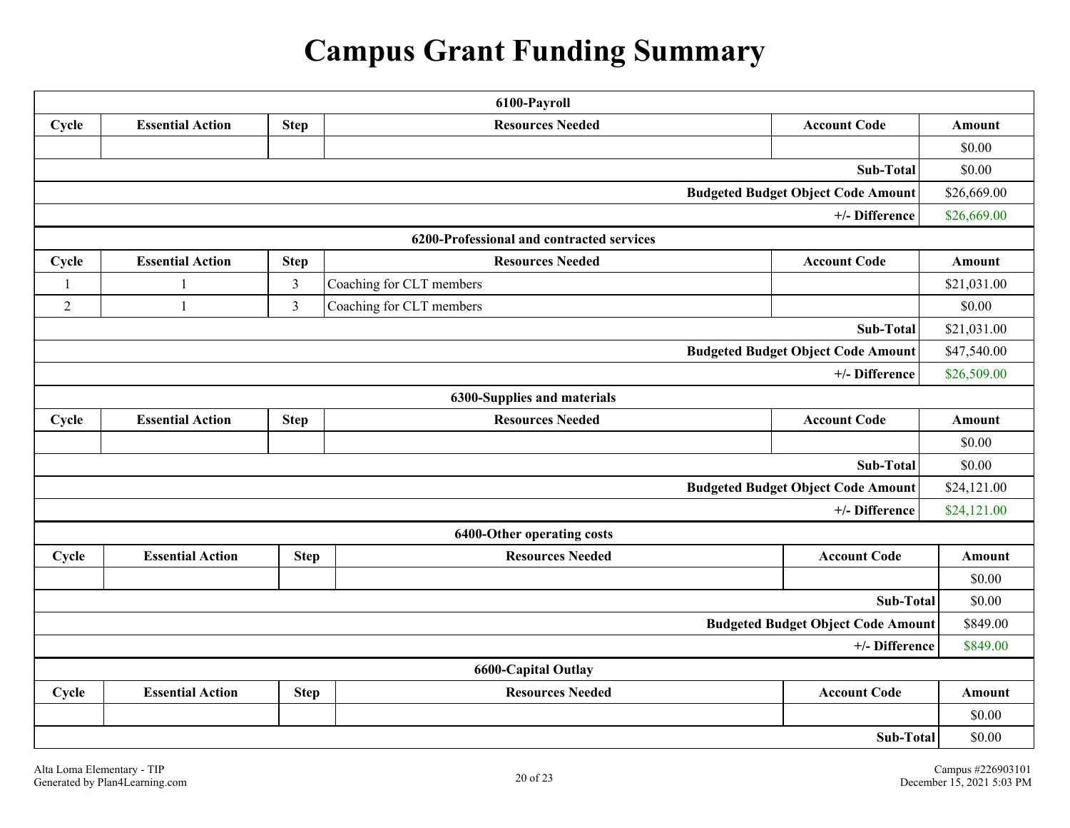# Campus Grant Funding Summary

| 6100-Payroll | | | | | |
|---|---|---|---|---|---|
| **Cycle** | **Essential Action** | **Step** | **Resources Needed** | **Account Code** | **Amount** |
| | | | | | $0.00 |
| | | | | **Sub-Total** | $0.00 |
| | | | | **Budgeted Budget Object Code Amount** | $26,669.00 |
| | | | | **+/- Difference** | $26,669.00 |

| 6200-Professional and contracted services | | | | | |
|---|---|---|---|---|---|
| **Cycle** | **Essential Action** | **Step** | **Resources Needed** | **Account Code** | **Amount** |
| 1 | 1 | 3 | Coaching for CLT members | | $21,031.00 |
| 2 | 1 | 3 | Coaching for CLT members | | $0.00 |
| | | | | **Sub-Total** | $21,031.00 |
| | | | | **Budgeted Budget Object Code Amount** | $47,540.00 |
| | | | | **+/- Difference** | $26,509.00 |

| 6300-Supplies and materials | | | | | |
|---|---|---|---|---|---|
| **Cycle** | **Essential Action** | **Step** | **Resources Needed** | **Account Code** | **Amount** |
| | | | | | $0.00 |
| | | | | **Sub-Total** | $0.00 |
| | | | | **Budgeted Budget Object Code Amount** | $24,121.00 |
| | | | | **+/- Difference** | $24,121.00 |

| 6400-Other operating costs | | | | | |
|---|---|---|---|---|---|
| **Cycle** | **Essential Action** | **Step** | **Resources Needed** | **Account Code** | **Amount** |
| | | | | | $0.00 |
| | | | | **Sub-Total** | $0.00 |
| | | | | **Budgeted Budget Object Code Amount** | $849.00 |
| | | | | **+/- Difference** | $849.00 |

| 6600-Capital Outlay | | | | | |
|---|---|---|---|---|---|
| **Cycle** | **Essential Action** | **Step** | **Resources Needed** | **Account Code** | **Amount** |
| | | | | | $0.00 |
| | | | | **Sub-Total** | $0.00 |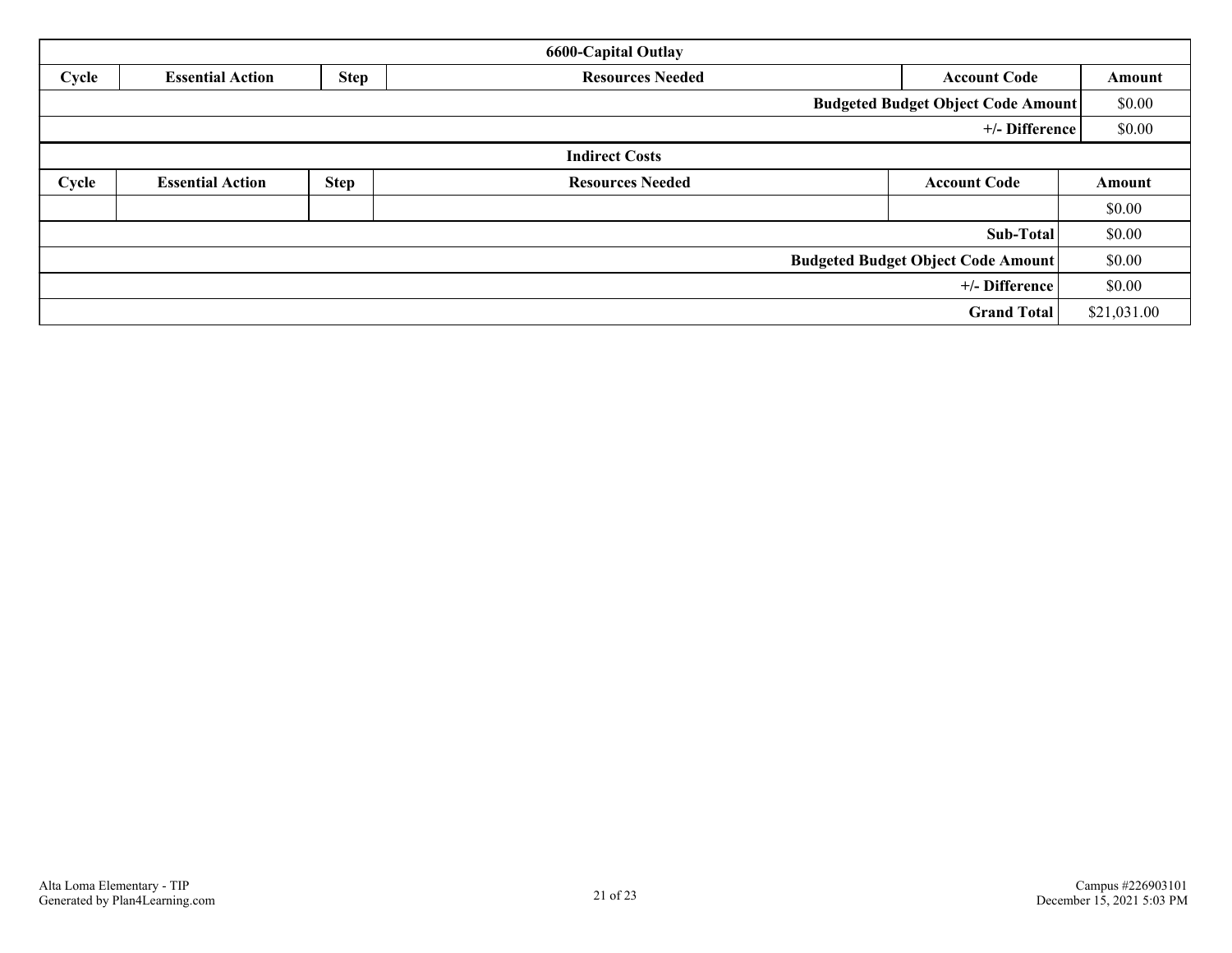### 6600-Capital Outlay

| Cycle | Essential Action | Step | Resources Needed | Account Code | Amount |
|---|---|---|---|---|---|
| | | | | Budgeted Budget Object Code Amount | $0.00 |
| | | | | +/- Difference | $0.00 |

### Indirect Costs

| Cycle | Essential Action | Step | Resources Needed | Account Code | Amount |
|---|---|---|---|---|---|
| | | | | | $0.00 |
| | | | | Sub-Total | $0.00 |
| | | | | Budgeted Budget Object Code Amount | $0.00 |
| | | | | +/- Difference | $0.00 |
| | | | | Grand Total | $21,031.00 |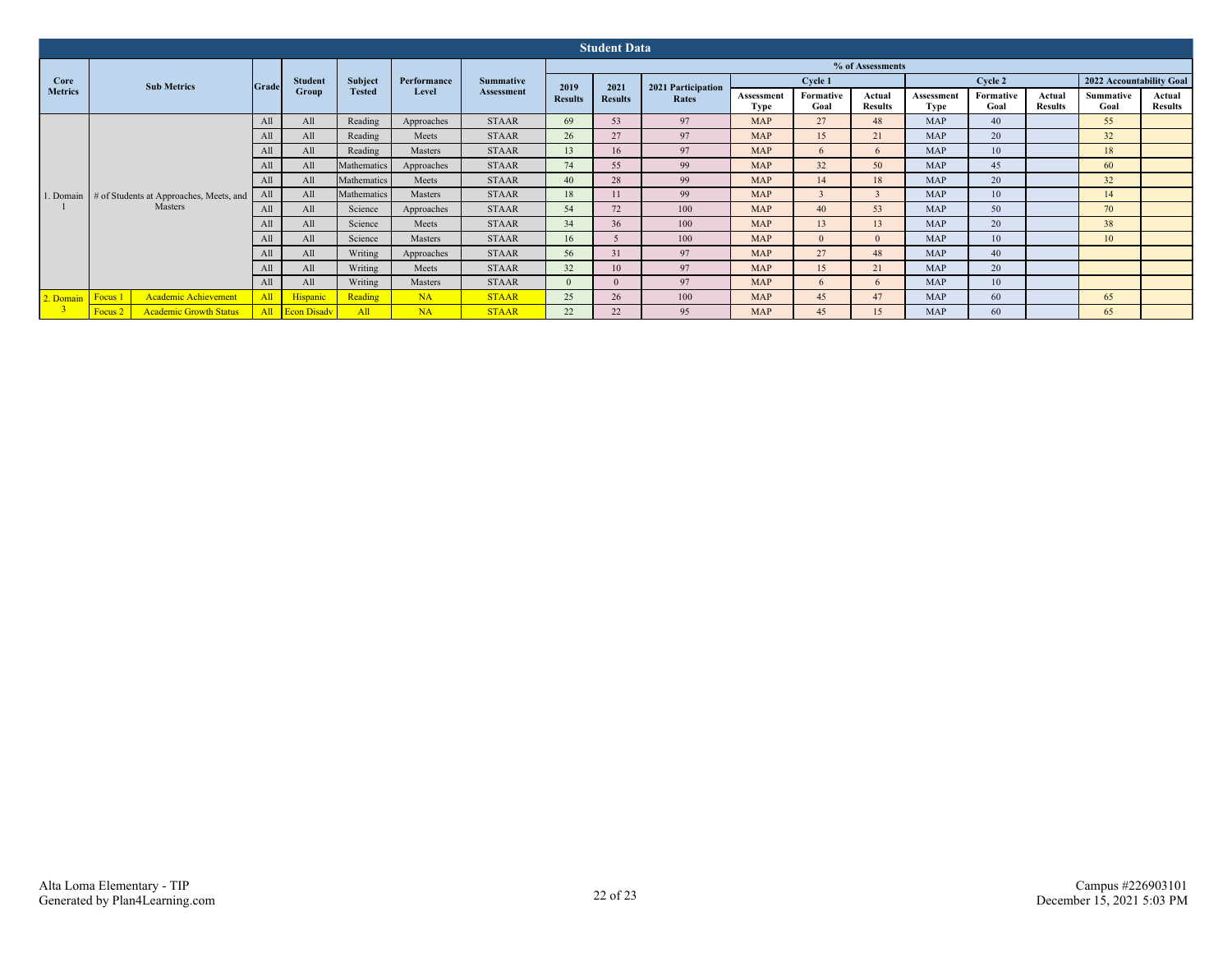## Student Data

| Core Metrics | Sub Metrics | | Grade | Student Group | Subject Tested | Performance Level | Summative Assessment | % of Assessments | | | | | | | | | | | |
|---|---|---|---|---|---|---|---|---|---|---|---|---|---|---|---|---|---|---|---|
| | | | | | | | | 2019 Results | 2021 Results | 2021 Participation Rates | Cycle 1 | | | Cycle 2 | | | 2022 Accountability Goal | |
| | | | | | | | | | | | Assessment Type | Formative Goal | Actual Results | Assessment Type | Formative Goal | Actual Results | Summative Goal | Actual Results |
| 1. Domain 1 | # of Students at Approaches, Meets, and Masters | | All | All | Reading | Approaches | STAAR | 69 | 53 | 97 | MAP | 27 | 48 | MAP | 40 | | 55 | |
| | | | All | All | Reading | Meets | STAAR | 26 | 27 | 97 | MAP | 15 | 21 | MAP | 20 | | 32 | |
| | | | All | All | Reading | Masters | STAAR | 13 | 16 | 97 | MAP | 6 | 6 | MAP | 10 | | 18 | |
| | | | All | All | Mathematics | Approaches | STAAR | 74 | 55 | 99 | MAP | 32 | 50 | MAP | 45 | | 60 | |
| | | | All | All | Mathematics | Meets | STAAR | 40 | 28 | 99 | MAP | 14 | 18 | MAP | 20 | | 32 | |
| | | | All | All | Mathematics | Masters | STAAR | 18 | 11 | 99 | MAP | 3 | 3 | MAP | 10 | | 14 | |
| | | | All | All | Science | Approaches | STAAR | 54 | 72 | 100 | MAP | 40 | 53 | MAP | 50 | | 70 | |
| | | | All | All | Science | Meets | STAAR | 34 | 36 | 100 | MAP | 13 | 13 | MAP | 20 | | 38 | |
| | | | All | All | Science | Masters | STAAR | 16 | 5 | 100 | MAP | 0 | 0 | MAP | 10 | | 10 | |
| | | | All | All | Writing | Approaches | STAAR | 56 | 31 | 97 | MAP | 27 | 48 | MAP | 40 | | | |
| | | | All | All | Writing | Meets | STAAR | 32 | 10 | 97 | MAP | 15 | 21 | MAP | 20 | | | |
| | | | All | All | Writing | Masters | STAAR | 0 | 0 | 97 | MAP | 6 | 6 | MAP | 10 | | | |
| 2. Domain 3 | Focus 1 | Academic Achievement | All | Hispanic | Reading | NA | STAAR | 25 | 26 | 100 | MAP | 45 | 47 | MAP | 60 | | 65 | |
| | Focus 2 | Academic Growth Status | All | Econ Disadv | All | NA | STAAR | 22 | 22 | 95 | MAP | 45 | 15 | MAP | 60 | | 65 | |

Alta Loma Elementary - TIP
Generated by Plan4Learning.com

Campus #226903101
December 15, 2021 5:03 PM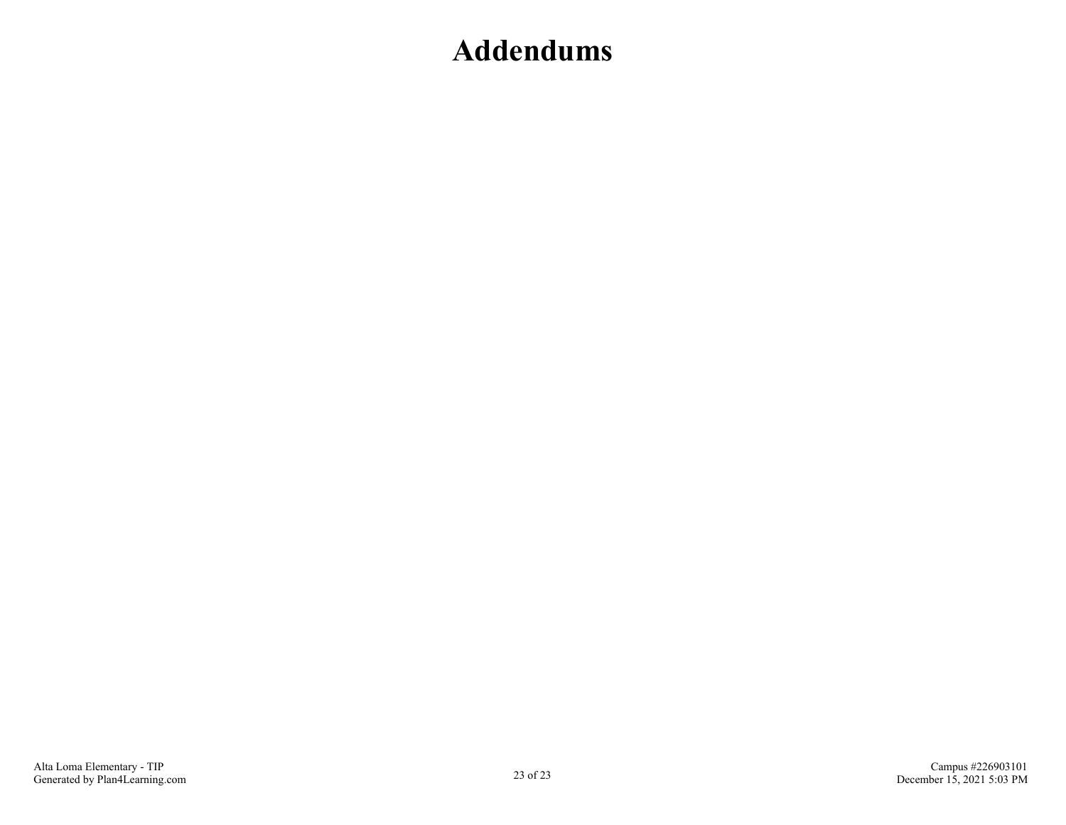# Addendums